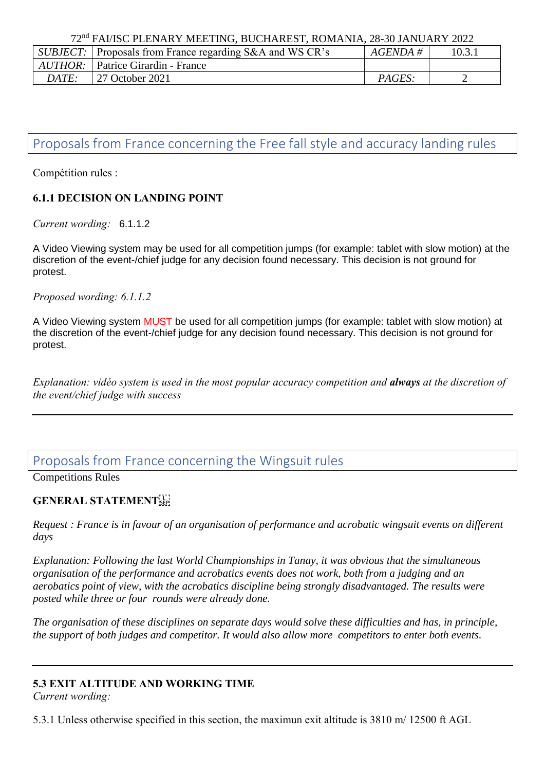72[nd] FAI/ISC PLENARY MEETING, BUCHAREST, ROMANIA, 28-30 JANUARY 2022

| *SUBJECT:* | Proposals from France regarding S&A and WS CR's | *AGENDA #* | 10.3.1 |
|---|---|---|---|
| *AUTHOR:* | Patrice Girardin - France | | |
| *DATE:* | 27 October 2021 | *PAGES:* | 2 |

## Proposals from France concerning the Free fall style and accuracy landing rules

Compétition rules :

**6.1.1 DECISION ON LANDING POINT**

*Current wording:* 6.1.1.2

A Video Viewing system may be used for all competition jumps (for example: tablet with slow motion) at the discretion of the event-/chief judge for any decision found necessary. This decision is not ground for protest.

*Proposed wording: 6.1.1.2*

A Video Viewing system MUST be used for all competition jumps (for example: tablet with slow motion) at the discretion of the event-/chief judge for any decision found necessary. This decision is not ground for protest.

*Explanation: vidéo system is used in the most popular accuracy competition and **always** at the discretion of the event/chief judge with success*

---

## Proposals from France concerning the Wingsuit rules

Competitions Rules

**GENERAL STATEMENT**

*Request : France is in favour of an organisation of performance and acrobatic wingsuit events on different days*

*Explanation: Following the last World Championships in Tanay, it was obvious that the simultaneous organisation of the performance and acrobatics events does not work, both from a judging and an aerobatics point of view, with the acrobatics discipline being strongly disadvantaged. The results were posted while three or four rounds were already done.*

*The organisation of these disciplines on separate days would solve these difficulties and has, in principle, the support of both judges and competitor. It would also allow more competitors to enter both events.*

---

**5.3 EXIT ALTITUDE AND WORKING TIME**

*Current wording:*

5.3.1 Unless otherwise specified in this section, the maximun exit altitude is 3810 m/ 12500 ft AGL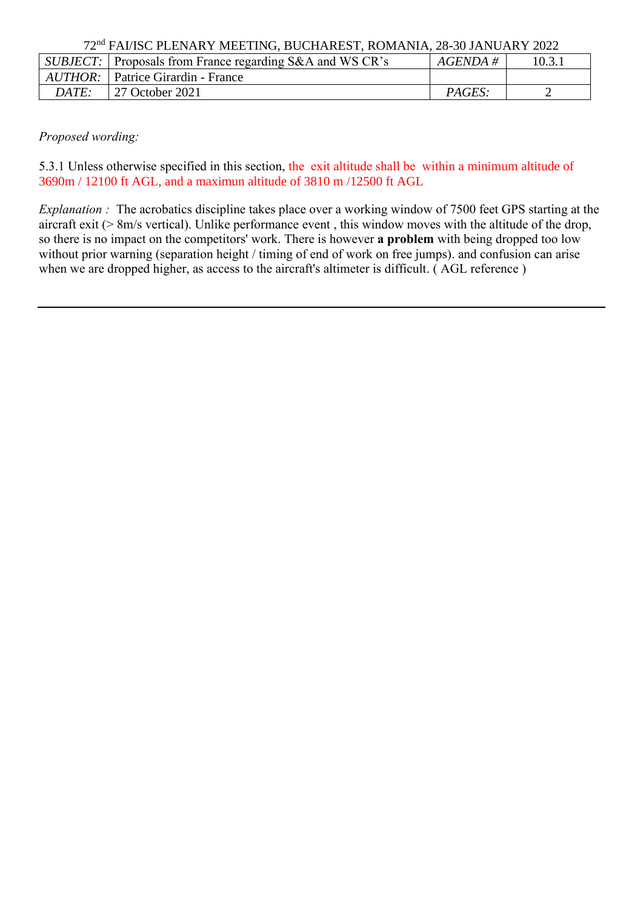72nd FAI/ISC PLENARY MEETING, BUCHAREST, ROMANIA, 28-30 JANUARY 2022

| | | | |
|---|---|---|---|
| *SUBJECT:* | Proposals from France regarding S&A and WS CR's | *AGENDA #* | 10.3.1 |
| *AUTHOR:* | Patrice Girardin - France | | |
| *DATE:* | 27 October 2021 | *PAGES:* | 2 |

*Proposed wording:*

5.3.1 Unless otherwise specified in this section, the exit altitude shall be within a minimum altitude of 3690m / 12100 ft AGL, and a maximun altitude of 3810 m /12500 ft AGL

*Explanation :* The acrobatics discipline takes place over a working window of 7500 feet GPS starting at the aircraft exit (> 8m/s vertical). Unlike performance event , this window moves with the altitude of the drop, so there is no impact on the competitors' work. There is however **a problem** with being dropped too low without prior warning (separation height / timing of end of work on free jumps). and confusion can arise when we are dropped higher, as access to the aircraft's altimeter is difficult. ( AGL reference )